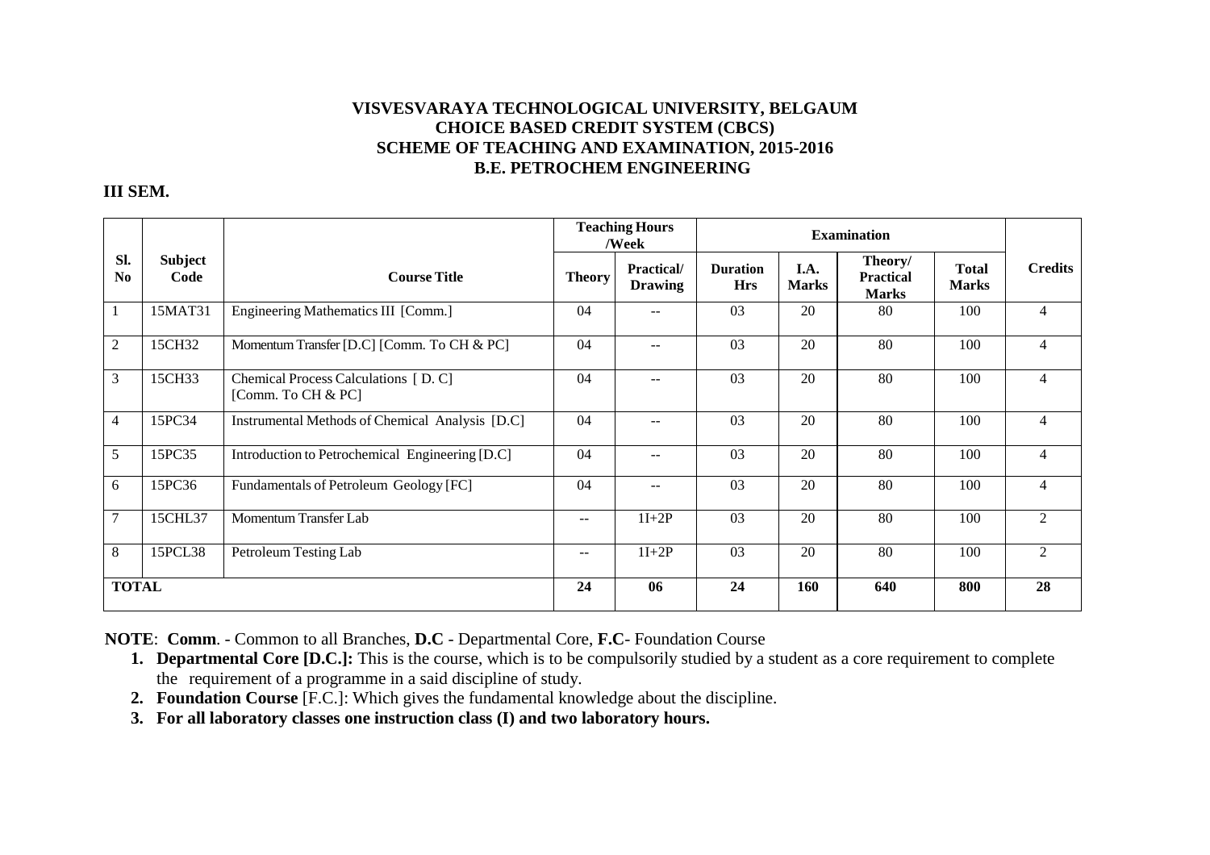**VISVESVARAYA TECHNOLOGICAL UNIVERSITY, BELGAUM**
**CHOICE BASED CREDIT SYSTEM (CBCS)**
**SCHEME OF TEACHING AND EXAMINATION, 2015-2016**
**B.E. PETROCHEM ENGINEERING**

**III SEM.**

| Sl. No | Subject Code | Course Title | Teaching Hours /Week | | Examination | | | | Credits |
|---|---|---|---|---|---|---|---|---|---|
| | | | Theory | Practical/ Drawing | Duration Hrs | I.A. Marks | Theory/ Practical Marks | Total Marks | |
| 1 | 15MAT31 | Engineering Mathematics III [Comm.] | 04 | -- | 03 | 20 | 80 | 100 | 4 |
| 2 | 15CH32 | Momentum Transfer [D.C] [Comm. To CH & PC] | 04 | -- | 03 | 20 | 80 | 100 | 4 |
| 3 | 15CH33 | Chemical Process Calculations [ D. C] [Comm. To CH & PC] | 04 | -- | 03 | 20 | 80 | 100 | 4 |
| 4 | 15PC34 | Instrumental Methods of Chemical Analysis [D.C] | 04 | -- | 03 | 20 | 80 | 100 | 4 |
| 5 | 15PC35 | Introduction to Petrochemical Engineering [D.C] | 04 | -- | 03 | 20 | 80 | 100 | 4 |
| 6 | 15PC36 | Fundamentals of Petroleum Geology [FC] | 04 | -- | 03 | 20 | 80 | 100 | 4 |
| 7 | 15CHL37 | Momentum Transfer Lab | -- | 1I+2P | 03 | 20 | 80 | 100 | 2 |
| 8 | 15PCL38 | Petroleum Testing Lab | -- | 1I+2P | 03 | 20 | 80 | 100 | 2 |
| **TOTAL** | | | **24** | **06** | **24** | **160** | **640** | **800** | **28** |

**NOTE**: **Comm**. - Common to all Branches, **D.C** - Departmental Core, **F.C**- Foundation Course

1. **Departmental Core [D.C.]:** This is the course, which is to be compulsorily studied by a student as a core requirement to complete the requirement of a programme in a said discipline of study.
2. **Foundation Course** [F.C.]: Which gives the fundamental knowledge about the discipline.
3. **For all laboratory classes one instruction class (I) and two laboratory hours.**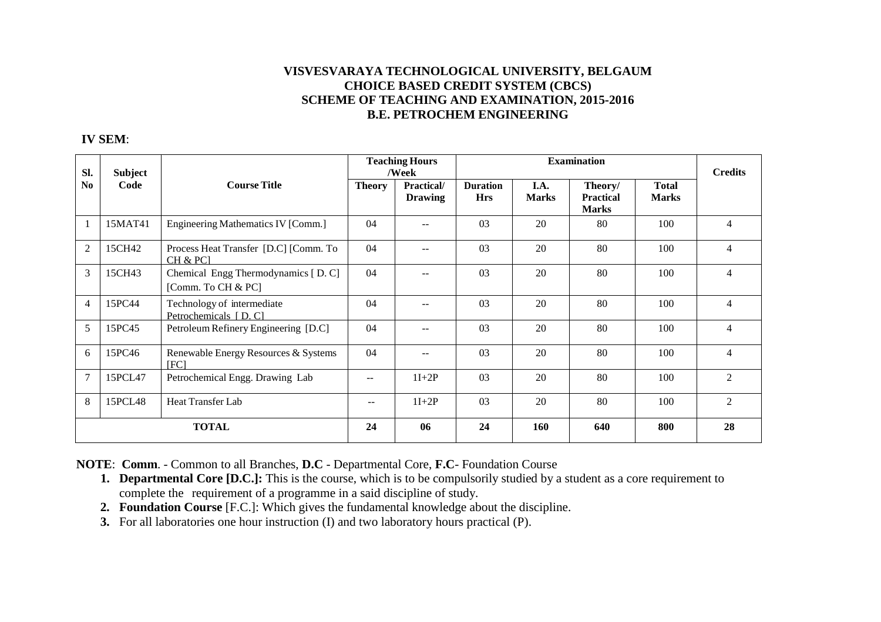**VISVESVARAYA TECHNOLOGICAL UNIVERSITY, BELGAUM**
**CHOICE BASED CREDIT SYSTEM (CBCS)**
**SCHEME OF TEACHING AND EXAMINATION, 2015-2016**
**B.E. PETROCHEM ENGINEERING**

**IV SEM**:

| Sl. No | Subject Code | Course Title | Teaching Hours /Week | | Examination | | | | Credits |
|---|---|---|---|---|---|---|---|---|---|
| | | | Theory | Practical/ Drawing | Duration Hrs | I.A. Marks | Theory/ Practical Marks | Total Marks | |
| 1 | 15MAT41 | Engineering Mathematics IV [Comm.] | 04 | -- | 03 | 20 | 80 | 100 | 4 |
| 2 | 15CH42 | Process Heat Transfer [D.C] [Comm. To CH & PC] | 04 | -- | 03 | 20 | 80 | 100 | 4 |
| 3 | 15CH43 | Chemical Engg Thermodynamics [ D. C] [Comm. To CH & PC] | 04 | -- | 03 | 20 | 80 | 100 | 4 |
| 4 | 15PC44 | Technology of intermediate Petrochemicals [ D. C] | 04 | -- | 03 | 20 | 80 | 100 | 4 |
| 5 | 15PC45 | Petroleum Refinery Engineering [D.C] | 04 | -- | 03 | 20 | 80 | 100 | 4 |
| 6 | 15PC46 | Renewable Energy Resources & Systems [FC] | 04 | -- | 03 | 20 | 80 | 100 | 4 |
| 7 | 15PCL47 | Petrochemical Engg. Drawing Lab | -- | 1I+2P | 03 | 20 | 80 | 100 | 2 |
| 8 | 15PCL48 | Heat Transfer Lab | -- | 1I+2P | 03 | 20 | 80 | 100 | 2 |
| **TOTAL** | | | **24** | **06** | **24** | **160** | **640** | **800** | **28** |

**NOTE**: **Comm**. - Common to all Branches, **D.C** - Departmental Core, **F.C**- Foundation Course

1. **Departmental Core [D.C.]:** This is the course, which is to be compulsorily studied by a student as a core requirement to complete the requirement of a programme in a said discipline of study.
2. **Foundation Course** [F.C.]: Which gives the fundamental knowledge about the discipline.
3. For all laboratories one hour instruction (I) and two laboratory hours practical (P).